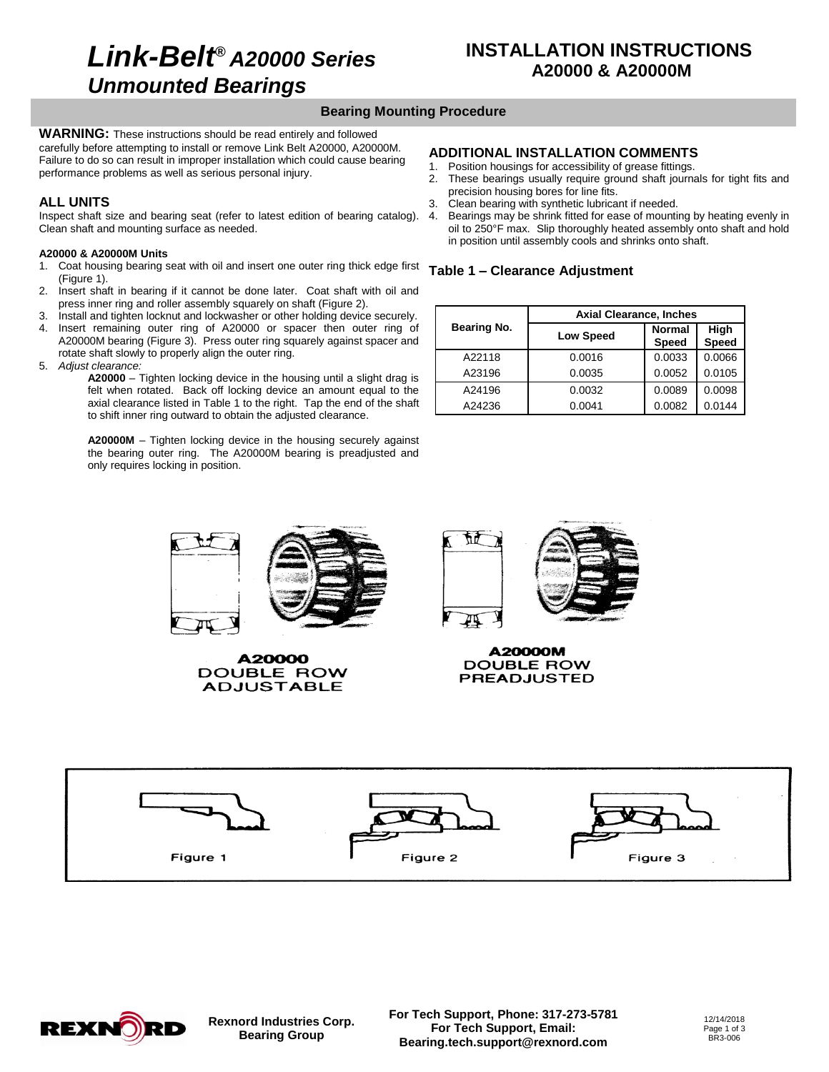# Link-Belt® A20000 Series Unmounted Bearings

## INSTALLATION INSTRUCTIONS A20000 & A20000M

### Bearing Mounting Procedure

**WARNING:** These instructions should be read entirely and followed carefully before attempting to install or remove Link Belt A20000, A20000M. Failure to do so can result in improper installation which could cause bearing performance problems as well as serious personal injury.

### ALL UNITS

Inspect shaft size and bearing seat (refer to latest edition of bearing catalog). Clean shaft and mounting surface as needed.

#### A20000 & A20000M Units

1. Coat housing bearing seat with oil and insert one outer ring thick edge first (Figure 1).
2. Insert shaft in bearing if it cannot be done later. Coat shaft with oil and press inner ring and roller assembly squarely on shaft (Figure 2).
3. Install and tighten locknut and lockwasher or other holding device securely.
4. Insert remaining outer ring of A20000 or spacer then outer ring of A20000M bearing (Figure 3). Press outer ring squarely against spacer and rotate shaft slowly to properly align the outer ring.
5. *Adjust clearance:*

   **A20000** – Tighten locking device in the housing until a slight drag is felt when rotated. Back off locking device an amount equal to the axial clearance listed in Table 1 to the right. Tap the end of the shaft to shift inner ring outward to obtain the adjusted clearance.

   **A20000M** – Tighten locking device in the housing securely against the bearing outer ring. The A20000M bearing is preadjusted and only requires locking in position.

### ADDITIONAL INSTALLATION COMMENTS

1. Position housings for accessibility of grease fittings.
2. These bearings usually require ground shaft journals for tight fits and precision housing bores for line fits.
3. Clean bearing with synthetic lubricant if needed.
4. Bearings may be shrink fitted for ease of mounting by heating evenly in oil to 250°F max. Slip thoroughly heated assembly onto shaft and hold in position until assembly cools and shrinks onto shaft.

### Table 1 – Clearance Adjustment

| Bearing No. | Axial Clearance, Inches | | |
|---|---|---|---|
| | Low Speed | Normal Speed | High Speed |
| A22118 | 0.0016 | 0.0033 | 0.0066 |
| A23196 | 0.0035 | 0.0052 | 0.0105 |
| A24196 | 0.0032 | 0.0089 | 0.0098 |
| A24236 | 0.0041 | 0.0082 | 0.0144 |

A20000 DOUBLE ROW ADJUSTABLE

A20000M DOUBLE ROW PREADJUSTED

Figure 1

Figure 2

Figure 3

Rexnord Industries Corp.
Bearing Group

For Tech Support, Phone: 317-273-5781
For Tech Support, Email: Bearing.tech.support@rexnord.com

12/14/2018
BR3-006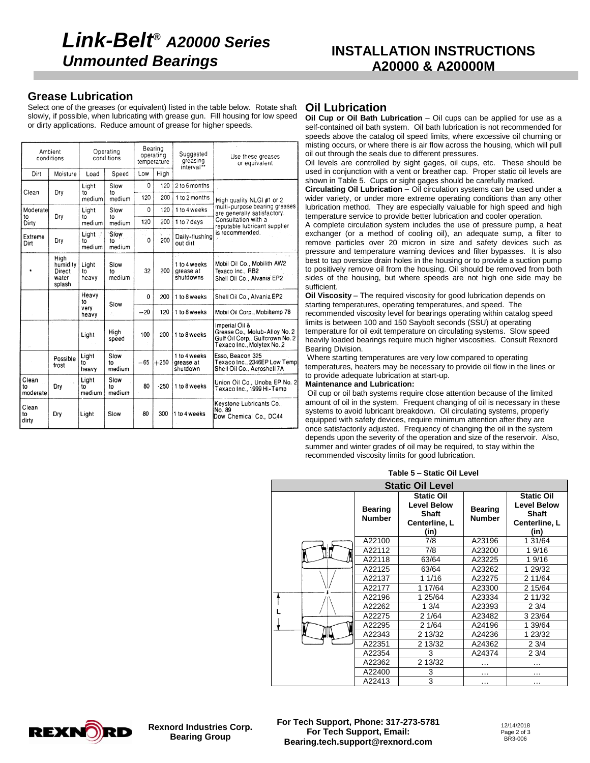## Grease Lubrication

Select one of the greases (or equivalent) listed in the table below. Rotate shaft slowly, if possible, when lubricating with grease gun. Fill housing for low speed or dirty applications. Reduce amount of grease for higher speeds.

| Ambient conditions | | Operating conditions | | Bearing operating temperature | | Suggested greasing interval** | Use these greases or equivalent |
|---|---|---|---|---|---|---|---|
| Dirt | Moisture | Load | Speed | Low | High | | |
| Clean | Dry | Light to medium | Slow to medium | 0 | 120 | 2 to 6 months | High quality NLGI #1 or 2 multi-purpose bearing greases are generally satisfactory. Consultation with a reputable lubricant supplier is recommended. |
| | | | | 120 | 200 | 1 to 2 months | |
| Moderate to Dirty | Dry | Light to medium | Slow to medium | 0 | 120 | 1 to 4 weeks | |
| | | | | 120 | 200 | 1 to 7 days | |
| Extreme Dirt | Dry | Light to medium | Slow to medium | 0 | 200 | Daily-flushing out dirt | |
| * | High humidity Direct water splash | Light to heavy | Slow to medium | 32 | 200 | 1 to 4 weeks grease at shutdowns | Mobil Oil Co., Mobilith AW2 Texaco Inc., RB2 Shell Oil Co., Alvania EP2 |
| | | Heavy to very heavy | Slow | 0 | 200 | 1 to 8 weeks | Shell Oil Co., Alvania EP2 |
| | | | | −20 | 120 | 1 to 8 weeks | Mobil Oil Corp., Mobiltemp 78 |
| | | Light | High speed | 100 | 200 | 1 to 8 weeks | Imperial Oil & Grease Co., Molub-Alloy No. 2 Gulf Oil Corp., Gulfcrown No. 2 Texaco Inc., Molytex No. 2 |
| | Possible frost | Light to heavy | Slow to medium | −65 | +250 | 1 to 4 weeks grease at shutdown | Esso, Beacon 325 Texaco Inc., 2346EP Low Temp Shell Oil Co., Aeroshell 7A |
| Clean to moderate | Dry | Light to medium | Slow to medium | 80 | ·250 | 1 to 8 weeks | Union Oil Co., Unoba EP No. 2 Texaco Inc., 1999 Hi-Temp |
| Clean to dirty | Dry | Light | Slow | 80 | 300 | 1 to 4 weeks | Keystone Lubricants Co., No. 89 Dow Chemical Co., DC44 |

## Oil Lubrication

**Oil Cup or Oil Bath Lubrication** – Oil cups can be applied for use as a self-contained oil bath system. Oil bath lubrication is not recommended for speeds above the catalog oil speed limits, where excessive oil churning or misting occurs, or where there is air flow across the housing, which will pull oil out through the seals due to different pressures.

Oil levels are controlled by sight gages, oil cups, etc. These should be used in conjunction with a vent or breather cap. Proper static oil levels are shown in Table 5. Cups or sight gages should be carefully marked.

**Circulating Oil Lubrication –** Oil circulation systems can be used under a wider variety, or under more extreme operating conditions than any other lubrication method. They are especially valuable for high speed and high temperature service to provide better lubrication and cooler operation.

A complete circulation system includes the use of pressure pump, a heat exchanger (or a method of cooling oil), an adequate sump, a filter to remove particles over 20 micron in size and safety devices such as pressure and temperature warning devices and filter bypasses. It is also best to tap oversize drain holes in the housing or to provide a suction pump to positively remove oil from the housing. Oil should be removed from both sides of the housing, but where speeds are not high one side may be sufficient.

**Oil Viscosity** – The required viscosity for good lubrication depends on starting temperatures, operating temperatures, and speed. The recommended viscosity level for bearings operating within catalog speed limits is between 100 and 150 Saybolt seconds (SSU) at operating temperature for oil exit temperature on circulating systems. Slow speed heavily loaded bearings require much higher viscosities. Consult Rexnord Bearing Division.

Where starting temperatures are very low compared to operating temperatures, heaters may be necessary to provide oil flow in the lines or to provide adequate lubrication at start-up.

**Maintenance and Lubrication:**

Oil cup or oil bath systems require close attention because of the limited amount of oil in the system. Frequent changing of oil is necessary in these systems to avoid lubricant breakdown. Oil circulating systems, properly equipped with safety devices, require minimum attention after they are once satisfactorily adjusted. Frequency of changing the oil in the system depends upon the severity of the operation and size of the reservoir. Also, summer and winter grades of oil may be required, to stay within the recommended viscosity limits for good lubrication.

**Table 5 – Static Oil Level**

| Bearing Number | Static Oil Level Below Shaft Centerline, L (in) | Bearing Number | Static Oil Level Below Shaft Centerline, L (in) |
|---|---|---|---|
| A22100 | 7/8 | A23196 | 1 31/64 |
| A22112 | 7/8 | A23200 | 1 9/16 |
| A22118 | 63/64 | A23225 | 1 9/16 |
| A22125 | 63/64 | A23262 | 1 29/32 |
| A22137 | 1 1/16 | A23275 | 2 11/64 |
| A22177 | 1 17/64 | A23300 | 2 15/64 |
| A22196 | 1 25/64 | A23334 | 2 11/32 |
| A22262 | 1 3/4 | A23393 | 2 3/4 |
| A22275 | 2 1/64 | A23482 | 3 23/64 |
| A22295 | 2 1/64 | A24196 | 1 39/64 |
| A22343 | 2 13/32 | A24236 | 1 23/32 |
| A22351 | 2 13/32 | A24362 | 2 3/4 |
| A22354 | 3 | A24374 | 2 3/4 |
| A22362 | 2 13/32 | … | … |
| A22400 | 3 | … | … |
| A22413 | 3 | … | … |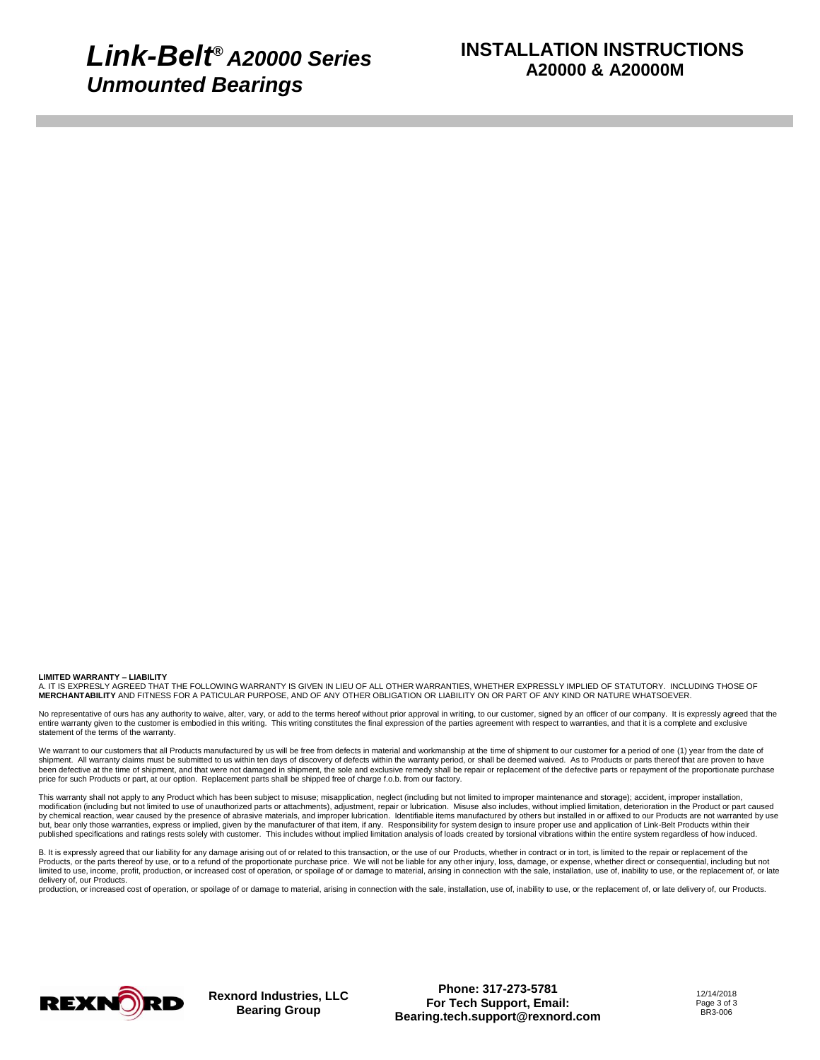**LIMITED WARRANTY – LIABILITY**

A. IT IS EXPRESLY AGREED THAT THE FOLLOWING WARRANTY IS GIVEN IN LIEU OF ALL OTHER WARRANTIES, WHETHER EXPRESSLY IMPLIED OF STATUTORY. INCLUDING THOSE OF **MERCHANTABILITY** AND FITNESS FOR A PATICULAR PURPOSE, AND OF ANY OTHER OBLIGATION OR LIABILITY ON OR PART OF ANY KIND OR NATURE WHATSOEVER.

No representative of ours has any authority to waive, alter, vary, or add to the terms hereof without prior approval in writing, to our customer, signed by an officer of our company. It is expressly agreed that the entire warranty given to the customer is embodied in this writing. This writing constitutes the final expression of the parties agreement with respect to warranties, and that it is a complete and exclusive statement of the terms of the warranty.

We warrant to our customers that all Products manufactured by us will be free from defects in material and workmanship at the time of shipment to our customer for a period of one (1) year from the date of shipment. All warranty claims must be submitted to us within ten days of discovery of defects within the warranty period, or shall be deemed waived. As to Products or parts thereof that are proven to have been defective at the time of shipment, and that were not damaged in shipment, the sole and exclusive remedy shall be repair or replacement of the defective parts or repayment of the proportionate purchase price for such Products or part, at our option. Replacement parts shall be shipped free of charge f.o.b. from our factory.

This warranty shall not apply to any Product which has been subject to misuse; misapplication, neglect (including but not limited to improper maintenance and storage); accident, improper installation, modification (including but not limited to use of unauthorized parts or attachments), adjustment, repair or lubrication. Misuse also includes, without implied limitation, deterioration in the Product or part caused by chemical reaction, wear caused by the presence of abrasive materials, and improper lubrication. Identifiable items manufactured by others but installed in or affixed to our Products are not warranted by use but, bear only those warranties, express or implied, given by the manufacturer of that item, if any. Responsibility for system design to insure proper use and application of Link-Belt Products within their published specifications and ratings rests solely with customer. This includes without implied limitation analysis of loads created by torsional vibrations within the entire system regardless of how induced.

B. It is expressly agreed that our liability for any damage arising out of or related to this transaction, or the use of our Products, whether in contract or in tort, is limited to the repair or replacement of the Products, or the parts thereof by use, or to a refund of the proportionate purchase price. We will not be liable for any other injury, loss, damage, or expense, whether direct or consequential, including but not limited to use, income, profit, production, or increased cost of operation, or spoilage of or damage to material, arising in connection with the sale, installation, use of, inability to use, or the replacement of, or late delivery of, our Products.
production, or increased cost of operation, or spoilage of or damage to material, arising in connection with the sale, installation, use of, inability to use, or the replacement of, or late delivery of, our Products.

**Rexnord Industries, LLC**
**Bearing Group**

**Phone: 317-273-5781**
**For Tech Support, Email:**
**Bearing.tech.support@rexnord.com**

12/14/2018
BR3-006